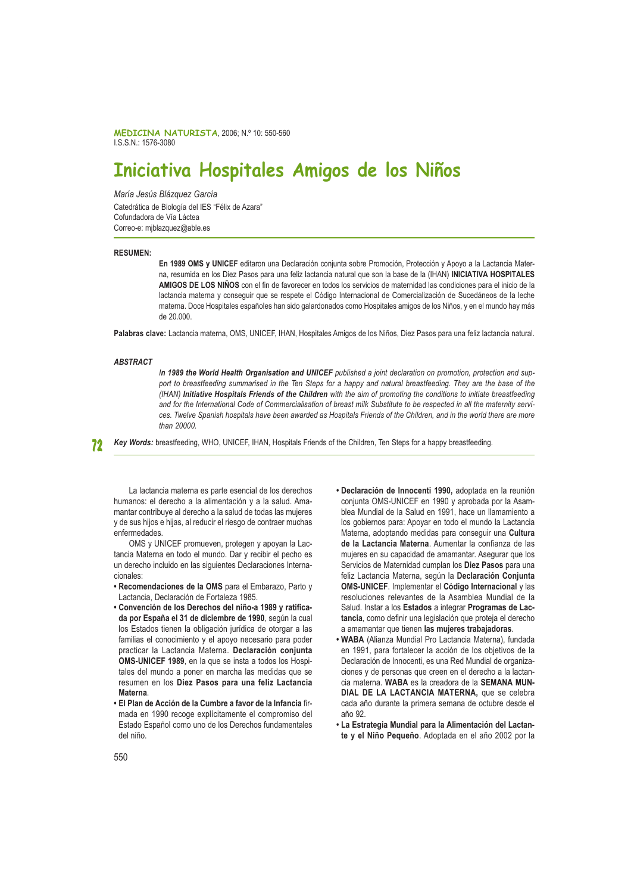# Iniciativa Hospitales Amigos de los Niños

*María Jesús Blázquez García*

Catedrática de Biología del IES "Félix de Azara"

Cofundadora de Vía Láctea

Correo-e: mjblazquez@able.es

**RESUMEN:**

**En 1989 OMS y UNICEF** editaron una Declaración conjunta sobre Promoción, Protección y Apoyo a la Lactancia Materna, resumida en los Diez Pasos para una feliz lactancia natural que son la base de la (IHAN) **INICIATIVA HOSPITALES AMIGOS DE LOS NIÑOS** con el fin de favorecer en todos los servicios de maternidad las condiciones para el inicio de la lactancia materna y conseguir que se respete el Código Internacional de Comercialización de Sucedáneos de la leche materna. Doce Hospitales españoles han sido galardonados como Hospitales amigos de los Niños, y en el mundo hay más de 20.000.

**Palabras clave:** Lactancia materna, OMS, UNICEF, IHAN, Hospitales Amigos de los Niños, Diez Pasos para una feliz lactancia natural.

***ABSTRACT***

*In **1989 the World Health Organisation and UNICEF** published a joint declaration on promotion, protection and support to breastfeeding summarised in the Ten Steps for a happy and natural breastfeeding. They are the base of the (IHAN) **Initiative Hospitals Friends of the Children** with the aim of promoting the conditions to initiate breastfeeding and for the International Code of Commercialisation of breast milk Substitute to be respected in all the maternity services. Twelve Spanish hospitals have been awarded as Hospitals Friends of the Children, and in the world there are more than 20000.*

***Key Words:*** breastfeeding, WHO, UNICEF, IHAN, Hospitals Friends of the Children, Ten Steps for a happy breastfeeding.

La lactancia materna es parte esencial de los derechos humanos: el derecho a la alimentación y a la salud. Amamantar contribuye al derecho a la salud de todas las mujeres y de sus hijos e hijas, al reducir el riesgo de contraer muchas enfermedades.

OMS y UNICEF promueven, protegen y apoyan la Lactancia Materna en todo el mundo. Dar y recibir el pecho es un derecho incluido en las siguientes Declaraciones Internacionales:

- **Recomendaciones de la OMS** para el Embarazo, Parto y Lactancia, Declaración de Fortaleza 1985.
- **Convención de los Derechos del niño-a 1989 y ratificada por España el 31 de diciembre de 1990**, según la cual los Estados tienen la obligación jurídica de otorgar a las familias el conocimiento y el apoyo necesario para poder practicar la Lactancia Materna. **Declaración conjunta OMS-UNICEF 1989**, en la que se insta a todos los Hospitales del mundo a poner en marcha las medidas que se resumen en los **Diez Pasos para una feliz Lactancia Materna**.
- **El Plan de Acción de la Cumbre a favor de la Infancia** firmada en 1990 recoge explícitamente el compromiso del Estado Español como uno de los Derechos fundamentales del niño.
- **Declaración de Innocenti 1990,** adoptada en la reunión conjunta OMS-UNICEF en 1990 y aprobada por la Asamblea Mundial de la Salud en 1991, hace un llamamiento a los gobiernos para: Apoyar en todo el mundo la Lactancia Materna, adoptando medidas para conseguir una **Cultura de la Lactancia Materna**. Aumentar la confianza de las mujeres en su capacidad de amamantar. Asegurar que los Servicios de Maternidad cumplan los **Diez Pasos** para una feliz Lactancia Materna, según la **Declaración Conjunta OMS-UNICEF**. Implementar el **Código Internacional** y las resoluciones relevantes de la Asamblea Mundial de la Salud. Instar a los **Estados** a integrar **Programas de Lactancia**, como definir una legislación que proteja el derecho a amamantar que tienen **las mujeres trabajadoras**.
- **WABA** (Alianza Mundial Pro Lactancia Materna), fundada en 1991, para fortalecer la acción de los objetivos de la Declaración de Innocenti, es una Red Mundial de organizaciones y de personas que creen en el derecho a la lactancia materna. **WABA** es la creadora de la **SEMANA MUNDIAL DE LA LACTANCIA MATERNA,** que se celebra cada año durante la primera semana de octubre desde el año 92.
- **La Estrategia Mundial para la Alimentación del Lactante y el Niño Pequeño**. Adoptada en el año 2002 por la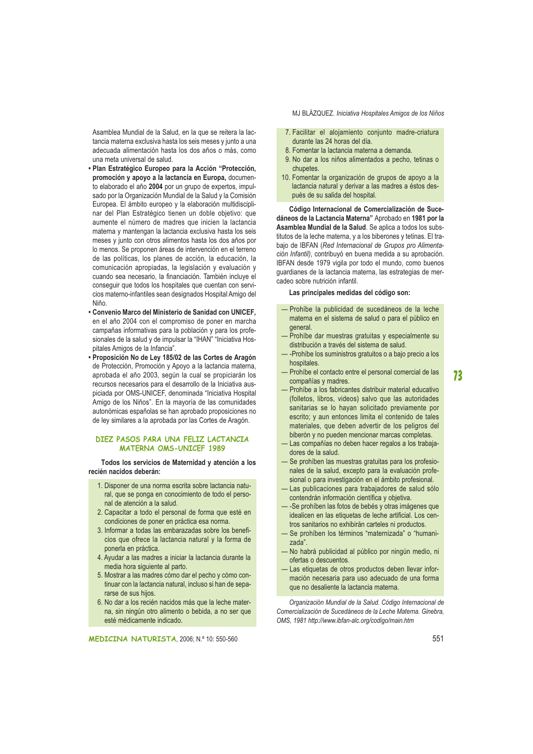Asamblea Mundial de la Salud, en la que se reitera la lactancia materna exclusiva hasta los seis meses y junto a una adecuada alimentación hasta los dos años o más, como una meta universal de salud.

- **Plan Estratégico Europeo para la Acción "Protección, promoción y apoyo a la lactancia en Europa,** documento elaborado el año **2004** por un grupo de expertos, impulsado por la Organización Mundial de la Salud y la Comisión Europea. El ámbito europeo y la elaboración multidisciplinar del Plan Estratégico tienen un doble objetivo: que aumente el número de madres que inicien la lactancia materna y mantengan la lactancia exclusiva hasta los seis meses y junto con otros alimentos hasta los dos años por lo menos. Se proponen áreas de intervención en el terreno de las políticas, los planes de acción, la educación, la comunicación apropiadas, la legislación y evaluación y cuando sea necesario, la financiación. También incluye el conseguir que todos los hospitales que cuentan con servicios materno-infantiles sean designados Hospital Amigo del Niño.
- **Convenio Marco del Ministerio de Sanidad con UNICEF,** en el año 2004 con el compromiso de poner en marcha campañas informativas para la población y para los profesionales de la salud y de impulsar la "IHAN" "Iniciativa Hospitales Amigos de la Infancia".
- **Proposición No de Ley 185/02 de las Cortes de Aragón** de Protección, Promoción y Apoyo a la lactancia materna, aprobada el año 2003, según la cual se propiciarán los recursos necesarios para el desarrollo de la Iniciativa auspiciada por OMS-UNICEF, denominada "Iniciativa Hospital Amigo de los Niños". En la mayoría de las comunidades autonómicas españolas se han aprobado proposiciones no de ley similares a la aprobada por las Cortes de Aragón.

## DIEZ PASOS PARA UNA FELIZ LACTANCIA MATERNA OMS-UNICEF 1989

**Todos los servicios de Maternidad y atención a los recién nacidos deberán:**

1. Disponer de una norma escrita sobre lactancia natural, que se ponga en conocimiento de todo el personal de atención a la salud.
2. Capacitar a todo el personal de forma que esté en condiciones de poner en práctica esa norma.
3. Informar a todas las embarazadas sobre los beneficios que ofrece la lactancia natural y la forma de ponerla en práctica.
4. Ayudar a las madres a iniciar la lactancia durante la media hora siguiente al parto.
5. Mostrar a las madres cómo dar el pecho y cómo continuar con la lactancia natural, incluso si han de separarse de sus hijos.
6. No dar a los recién nacidos más que la leche materna, sin ningún otro alimento o bebida, a no ser que esté médicamente indicado.
7. Facilitar el alojamiento conjunto madre-criatura durante las 24 horas del día.
8. Fomentar la lactancia materna a demanda.
9. No dar a los niños alimentados a pecho, tetinas o chupetes.
10. Fomentar la organización de grupos de apoyo a la lactancia natural y derivar a las madres a éstos después de su salida del hospital.

**Código Internacional de Comercialización de Sucedáneos de la Lactancia Materna"** Aprobado en **1981 por la Asamblea Mundial de la Salud**. Se aplica a todos los substitutos de la leche materna, y a los biberones y tetinas. El trabajo de IBFAN (*Red Internacional de Grupos pro Alimentación Infantil)*, contribuyó en buena medida a su aprobación. IBFAN desde 1979 vigila por todo el mundo, como buenos guardianes de la lactancia materna, las estrategias de mercadeo sobre nutrición infantil.

**Las principales medidas del código son:**

- Prohíbe la publicidad de sucedáneos de la leche materna en el sistema de salud o para el público en general.
- Prohíbe dar muestras gratuitas y especialmente su distribución a través del sistema de salud.
- -Prohíbe los suministros gratuitos o a bajo precio a los hospitales.
- Prohíbe el contacto entre el personal comercial de las compañías y madres.
- Prohíbe a los fabricantes distribuir material educativo (folletos, libros, videos) salvo que las autoridades sanitarias se lo hayan solicitado previamente por escrito; y aun entonces limita el contenido de tales materiales, que deben advertir de los peligros del biberón y no pueden mencionar marcas completas.
- Las compañías no deben hacer regalos a los trabajadores de la salud.
- Se prohíben las muestras gratuitas para los profesionales de la salud, excepto para la evaluación profesional o para investigación en el ámbito profesional.
- Las publicaciones para trabajadores de salud sólo contendrán información científica y objetiva.
- -Se prohíben las fotos de bebés y otras imágenes que idealicen en las etiquetas de leche artificial. Los centros sanitarios no exhibirán carteles ni productos.
- Se prohíben los términos "maternizada" o "humanizada".
- No habrá publicidad al público por ningún medio, ni ofertas o descuentos.
- Las etiquetas de otros productos deben llevar información necesaria para uso adecuado de una forma que no desaliente la lactancia materna.

*Organización Mundial de la Salud. Código Internacional de Comercialización de Sucedáneos de la Leche Materna. Ginebra, OMS, 1981 http://www.ibfan-alc.org/codigo/main.htm*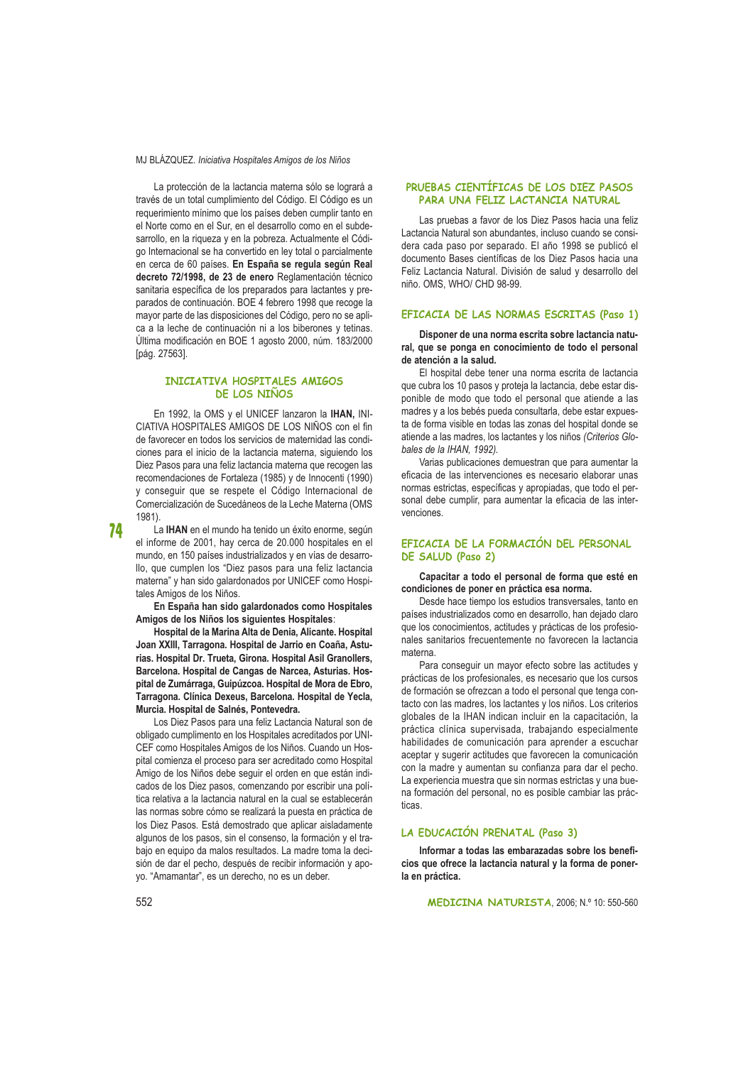La protección de la lactancia materna sólo se logrará a través de un total cumplimiento del Código. El Código es un requerimiento mínimo que los países deben cumplir tanto en el Norte como en el Sur, en el desarrollo como en el subdesarrollo, en la riqueza y en la pobreza. Actualmente el Código Internacional se ha convertido en ley total o parcialmente en cerca de 60 países. **En España se regula según Real decreto 72/1998, de 23 de enero** Reglamentación técnico sanitaria específica de los preparados para lactantes y preparados de continuación. BOE 4 febrero 1998 que recoge la mayor parte de las disposiciones del Código, pero no se aplica a la leche de continuación ni a los biberones y tetinas. Última modificación en BOE 1 agosto 2000, núm. 183/2000 [pág. 27563].

## INICIATIVA HOSPITALES AMIGOS DE LOS NIÑOS

En 1992, la OMS y el UNICEF lanzaron la **IHAN,** INICIATIVA HOSPITALES AMIGOS DE LOS NIÑOS con el fin de favorecer en todos los servicios de maternidad las condiciones para el inicio de la lactancia materna, siguiendo los Diez Pasos para una feliz lactancia materna que recogen las recomendaciones de Fortaleza (1985) y de Innocenti (1990) y conseguir que se respete el Código Internacional de Comercialización de Sucedáneos de la Leche Materna (OMS 1981).

La **IHAN** en el mundo ha tenido un éxito enorme, según el informe de 2001, hay cerca de 20.000 hospitales en el mundo, en 150 países industrializados y en vías de desarrollo, que cumplen los "Diez pasos para una feliz lactancia materna" y han sido galardonados por UNICEF como Hospitales Amigos de los Niños.

**En España han sido galardonados como Hospitales Amigos de los Niños los siguientes Hospitales**:

**Hospital de la Marina Alta de Denia, Alicante. Hospital Joan XXIII, Tarragona. Hospital de Jarrio en Coaña, Asturias. Hospital Dr. Trueta, Girona. Hospital Asil Granollers, Barcelona. Hospital de Cangas de Narcea, Asturias. Hospital de Zumárraga, Guipúzcoa. Hospital de Mora de Ebro, Tarragona. Clínica Dexeus, Barcelona. Hospital de Yecla, Murcia. Hospital de Salnés, Pontevedra.**

Los Diez Pasos para una feliz Lactancia Natural son de obligado cumplimento en los Hospitales acreditados por UNICEF como Hospitales Amigos de los Niños. Cuando un Hospital comienza el proceso para ser acreditado como Hospital Amigo de los Niños debe seguir el orden en que están indicados de los Diez pasos, comenzando por escribir una política relativa a la lactancia natural en la cual se establecerán las normas sobre cómo se realizará la puesta en práctica de los Diez Pasos. Está demostrado que aplicar aisladamente algunos de los pasos, sin el consenso, la formación y el trabajo en equipo da malos resultados. La madre toma la decisión de dar el pecho, después de recibir información y apoyo. "Amamantar", es un derecho, no es un deber.

## PRUEBAS CIENTÍFICAS DE LOS DIEZ PASOS PARA UNA FELIZ LACTANCIA NATURAL

Las pruebas a favor de los Diez Pasos hacia una feliz Lactancia Natural son abundantes, incluso cuando se considera cada paso por separado. El año 1998 se publicó el documento Bases científicas de los Diez Pasos hacia una Feliz Lactancia Natural. División de salud y desarrollo del niño. OMS, WHO/ CHD 98-99.

## EFICACIA DE LAS NORMAS ESCRITAS (Paso 1)

**Disponer de una norma escrita sobre lactancia natural, que se ponga en conocimiento de todo el personal de atención a la salud.**

El hospital debe tener una norma escrita de lactancia que cubra los 10 pasos y proteja la lactancia, debe estar disponible de modo que todo el personal que atiende a las madres y a los bebés pueda consultarla, debe estar expuesta de forma visible en todas las zonas del hospital donde se atiende a las madres, los lactantes y los niños *(Criterios Globales de la IHAN, 1992).*

Varias publicaciones demuestran que para aumentar la eficacia de las intervenciones es necesario elaborar unas normas estrictas, específicas y apropiadas, que todo el personal debe cumplir, para aumentar la eficacia de las intervenciones.

## EFICACIA DE LA FORMACIÓN DEL PERSONAL DE SALUD (Paso 2)

**Capacitar a todo el personal de forma que esté en condiciones de poner en práctica esa norma.**

Desde hace tiempo los estudios transversales, tanto en países industrializados como en desarrollo, han dejado claro que los conocimientos, actitudes y prácticas de los profesionales sanitarios frecuentemente no favorecen la lactancia materna.

Para conseguir un mayor efecto sobre las actitudes y prácticas de los profesionales, es necesario que los cursos de formación se ofrezcan a todo el personal que tenga contacto con las madres, los lactantes y los niños. Los criterios globales de la IHAN indican incluir en la capacitación, la práctica clínica supervisada, trabajando especialmente habilidades de comunicación para aprender a escuchar aceptar y sugerir actitudes que favorecen la comunicación con la madre y aumentan su confianza para dar el pecho. La experiencia muestra que sin normas estrictas y una buena formación del personal, no es posible cambiar las prácticas.

## LA EDUCACIÓN PRENATAL (Paso 3)

**Informar a todas las embarazadas sobre los beneficios que ofrece la lactancia natural y la forma de ponerla en práctica.**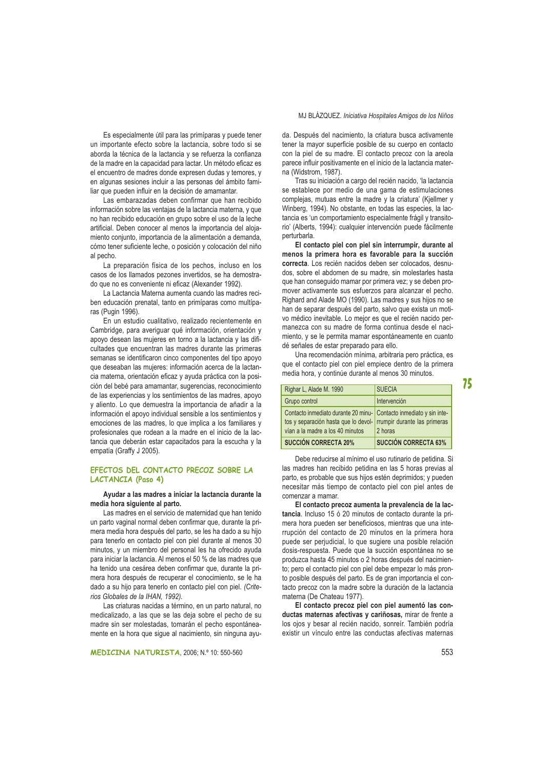Es especialmente útil para las primíparas y puede tener un importante efecto sobre la lactancia, sobre todo si se aborda la técnica de la lactancia y se refuerza la confianza de la madre en la capacidad para lactar. Un método eficaz es el encuentro de madres donde expresen dudas y temores, y en algunas sesiones incluir a las personas del ámbito familiar que pueden influir en la decisión de amamantar.

Las embarazadas deben confirmar que han recibido información sobre las ventajas de la lactancia materna, y que no han recibido educación en grupo sobre el uso de la leche artificial. Deben conocer al menos la importancia del alojamiento conjunto, importancia de la alimentación a demanda, cómo tener suficiente leche, o posición y colocación del niño al pecho.

La preparación física de los pechos, incluso en los casos de los llamados pezones invertidos, se ha demostrado que no es conveniente ni eficaz (Alexander 1992).

La Lactancia Materna aumenta cuando las madres reciben educación prenatal, tanto en primíparas como multíparas (Pugin 1996).

En un estudio cualitativo, realizado recientemente en Cambridge, para averiguar qué información, orientación y apoyo desean las mujeres en torno a la lactancia y las dificultades que encuentran las madres durante las primeras semanas se identificaron cinco componentes del tipo apoyo que deseaban las mujeres: información acerca de la lactancia materna, orientación eficaz y ayuda práctica con la posición del bebé para amamantar, sugerencias, reconocimiento de las experiencias y los sentimientos de las madres, apoyo y aliento. Lo que demuestra la importancia de añadir a la información el apoyo individual sensible a los sentimientos y emociones de las madres, lo que implica a los familiares y profesionales que rodean a la madre en el inicio de la lactancia que deberán estar capacitados para la escucha y la empatía (Graffy J 2005).

## EFECTOS DEL CONTACTO PRECOZ SOBRE LA LACTANCIA (Paso 4)

**Ayudar a las madres a iniciar la lactancia durante la media hora siguiente al parto.**

Las madres en el servicio de maternidad que han tenido un parto vaginal normal deben confirmar que, durante la primera media hora después del parto, se les ha dado a su hijo para tenerlo en contacto piel con piel durante al menos 30 minutos, y un miembro del personal les ha ofrecido ayuda para iniciar la lactancia. Al menos el 50 % de las madres que ha tenido una cesárea deben confirmar que, durante la primera hora después de recuperar el conocimiento, se le ha dado a su hijo para tenerlo en contacto piel con piel. *(Criterios Globales de la IHAN, 1992).*

Las criaturas nacidas a término, en un parto natural, no medicalizado, a las que se las deja sobre el pecho de su madre sin ser molestadas, tomarán el pecho espontáneamente en la hora que sigue al nacimiento, sin ninguna ayuda. Después del nacimiento, la criatura busca activamente tener la mayor superficie posible de su cuerpo en contacto con la piel de su madre. El contacto precoz con la areola parece influir positivamente en el inicio de la lactancia materna (Widstrom, 1987).

Tras su iniciación a cargo del recién nacido, 'la lactancia se establece por medio de una gama de estimulaciones complejas, mutuas entre la madre y la criatura' (Kjellmer y Winberg, 1994). No obstante, en todas las especies, la lactancia es 'un comportamiento especialmente frágil y transitorio' (Alberts, 1994): cualquier intervención puede fácilmente perturbarla.

**El contacto piel con piel sin interrumpir, durante al menos la primera hora es favorable para la succión correcta**. Los recién nacidos deben ser colocados, desnudos, sobre el abdomen de su madre, sin molestarles hasta que han conseguido mamar por primera vez; y se deben promover activamente sus esfuerzos para alcanzar el pecho. Righard and Alade MO (1990). Las madres y sus hijos no se han de separar después del parto, salvo que exista un motivo médico inevitable. Lo mejor es que el recién nacido permanezca con su madre de forma continua desde el nacimiento, y se le permita mamar espontáneamente en cuanto dé señales de estar preparado para ello.

Una recomendación mínima, arbitraria pero práctica, es que el contacto piel con piel empiece dentro de la primera media hora, y continúe durante al menos 30 minutos.

| Righar L, Alade M. 1990 | SUECIA |
|---|---|
| Grupo control | Intervención |
| Contacto inmediato durante 20 minutos y separación hasta que lo devolvían a la madre a los 40 minutos | Contacto inmediato y sin interrumpir durante las primeras 2 horas |
| **SUCCIÓN CORRECTA 20%** | **SUCCIÓN CORRECTA 63%** |

Debe reducirse al mínimo el uso rutinario de petidina. Si las madres han recibido petidina en las 5 horas previas al parto, es probable que sus hijos estén deprimidos; y pueden necesitar más tiempo de contacto piel con piel antes de comenzar a mamar.

**El contacto precoz aumenta la prevalencia de la lactancia**. Incluso 15 ó 20 minutos de contacto durante la primera hora pueden ser beneficiosos, mientras que una interrupción del contacto de 20 minutos en la primera hora puede ser perjudicial, lo que sugiere una posible relación dosis-respuesta. Puede que la succión espontánea no se produzca hasta 45 minutos o 2 horas después del nacimiento; pero el contacto piel con piel debe empezar lo más pronto posible después del parto. Es de gran importancia el contacto precoz con la madre sobre la duración de la lactancia materna (De Chateau 1977).

**El contacto precoz piel con piel aumentó las conductas maternas afectivas y cariñosas,** mirar de frente a los ojos y besar al recién nacido, sonreír. También podría existir un vínculo entre las conductas afectivas maternas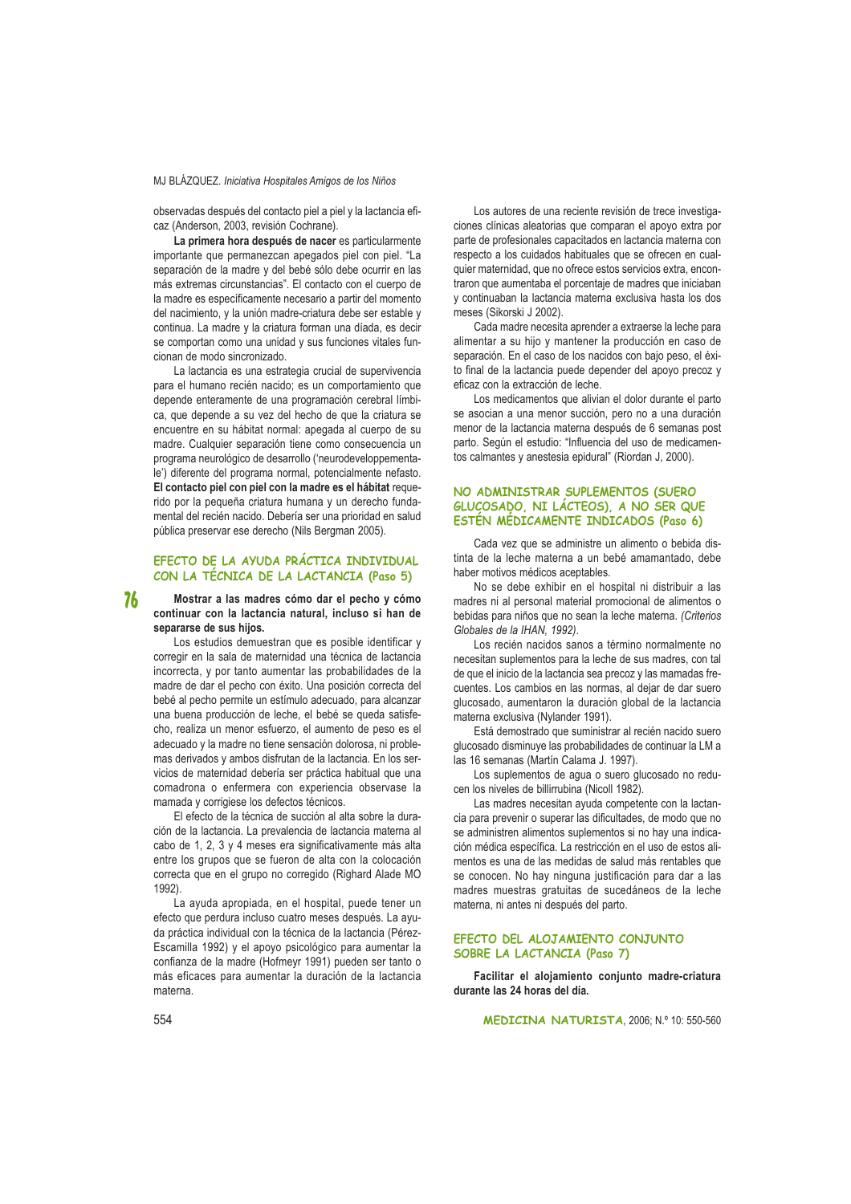observadas después del contacto piel a piel y la lactancia eficaz (Anderson, 2003, revisión Cochrane).

**La primera hora después de nacer** es particularmente importante que permanezcan apegados piel con piel. "La separación de la madre y del bebé sólo debe ocurrir en las más extremas circunstancias". El contacto con el cuerpo de la madre es específicamente necesario a partir del momento del nacimiento, y la unión madre-criatura debe ser estable y continua. La madre y la criatura forman una díada, es decir se comportan como una unidad y sus funciones vitales funcionan de modo sincronizado.

La lactancia es una estrategia crucial de supervivencia para el humano recién nacido; es un comportamiento que depende enteramente de una programación cerebral límbica, que depende a su vez del hecho de que la criatura se encuentre en su hábitat normal: apegada al cuerpo de su madre. Cualquier separación tiene como consecuencia un programa neurológico de desarrollo ('neurodeveloppementale') diferente del programa normal, potencialmente nefasto. **El contacto piel con piel con la madre es el hábitat** requerido por la pequeña criatura humana y un derecho fundamental del recién nacido. Debería ser una prioridad en salud pública preservar ese derecho (Nils Bergman 2005).

## EFECTO DE LA AYUDA PRÁCTICA INDIVIDUAL CON LA TÉCNICA DE LA LACTANCIA (Paso 5)

**Mostrar a las madres cómo dar el pecho y cómo continuar con la lactancia natural, incluso si han de separarse de sus hijos.**

Los estudios demuestran que es posible identificar y corregir en la sala de maternidad una técnica de lactancia incorrecta, y por tanto aumentar las probabilidades de la madre de dar el pecho con éxito. Una posición correcta del bebé al pecho permite un estímulo adecuado, para alcanzar una buena producción de leche, el bebé se queda satisfecho, realiza un menor esfuerzo, el aumento de peso es el adecuado y la madre no tiene sensación dolorosa, ni problemas derivados y ambos disfrutan de la lactancia. En los servicios de maternidad debería ser práctica habitual que una comadrona o enfermera con experiencia observase la mamada y corrigiese los defectos técnicos.

El efecto de la técnica de succión al alta sobre la duración de la lactancia. La prevalencia de lactancia materna al cabo de 1, 2, 3 y 4 meses era significativamente más alta entre los grupos que se fueron de alta con la colocación correcta que en el grupo no corregido (Righard Alade MO 1992).

La ayuda apropiada, en el hospital, puede tener un efecto que perdura incluso cuatro meses después. La ayuda práctica individual con la técnica de la lactancia (Pérez-Escamilla 1992) y el apoyo psicológico para aumentar la confianza de la madre (Hofmeyr 1991) pueden ser tanto o más eficaces para aumentar la duración de la lactancia materna.

Los autores de una reciente revisión de trece investigaciones clínicas aleatorias que comparan el apoyo extra por parte de profesionales capacitados en lactancia materna con respecto a los cuidados habituales que se ofrecen en cualquier maternidad, que no ofrece estos servicios extra, encontraron que aumentaba el porcentaje de madres que iniciaban y continuaban la lactancia materna exclusiva hasta los dos meses (Sikorski J 2002).

Cada madre necesita aprender a extraerse la leche para alimentar a su hijo y mantener la producción en caso de separación. En el caso de los nacidos con bajo peso, el éxito final de la lactancia puede depender del apoyo precoz y eficaz con la extracción de leche.

Los medicamentos que alivian el dolor durante el parto se asocian a una menor succión, pero no a una duración menor de la lactancia materna después de 6 semanas post parto. Según el estudio: "Influencia del uso de medicamentos calmantes y anestesia epidural" (Riordan J, 2000).

## NO ADMINISTRAR SUPLEMENTOS (SUERO GLUCOSADO, NI LÁCTEOS), A NO SER QUE ESTÉN MÉDICAMENTE INDICADOS (Paso 6)

Cada vez que se administre un alimento o bebida distinta de la leche materna a un bebé amamantado, debe haber motivos médicos aceptables.

No se debe exhibir en el hospital ni distribuir a las madres ni al personal material promocional de alimentos o bebidas para niños que no sean la leche materna. *(Criterios Globales de la IHAN, 1992)*.

Los recién nacidos sanos a término normalmente no necesitan suplementos para la leche de sus madres, con tal de que el inicio de la lactancia sea precoz y las mamadas frecuentes. Los cambios en las normas, al dejar de dar suero glucosado, aumentaron la duración global de la lactancia materna exclusiva (Nylander 1991).

Está demostrado que suministrar al recién nacido suero glucosado disminuye las probabilidades de continuar la LM a las 16 semanas (Martín Calama J. 1997).

Los suplementos de agua o suero glucosado no reducen los niveles de billirrubina (Nicoll 1982).

Las madres necesitan ayuda competente con la lactancia para prevenir o superar las dificultades, de modo que no se administren alimentos suplementos si no hay una indicación médica específica. La restricción en el uso de estos alimentos es una de las medidas de salud más rentables que se conocen. No hay ninguna justificación para dar a las madres muestras gratuitas de sucedáneos de la leche materna, ni antes ni después del parto.

## EFECTO DEL ALOJAMIENTO CONJUNTO SOBRE LA LACTANCIA (Paso 7)

**Facilitar el alojamiento conjunto madre-criatura durante las 24 horas del día.**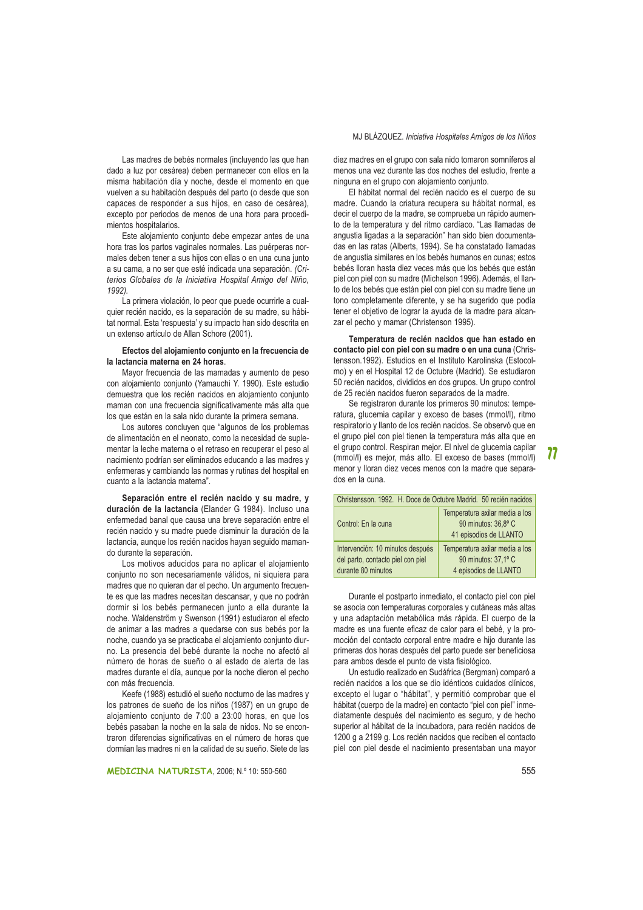Las madres de bebés normales (incluyendo las que han dado a luz por cesárea) deben permanecer con ellos en la misma habitación día y noche, desde el momento en que vuelven a su habitación después del parto (o desde que son capaces de responder a sus hijos, en caso de cesárea), excepto por periodos de menos de una hora para procedimientos hospitalarios.

Este alojamiento conjunto debe empezar antes de una hora tras los partos vaginales normales. Las puérperas normales deben tener a sus hijos con ellas o en una cuna junto a su cama, a no ser que esté indicada una separación. *(Criterios Globales de la Iniciativa Hospital Amigo del Niño, 1992).*

La primera violación, lo peor que puede ocurrirle a cualquier recién nacido, es la separación de su madre, su hábitat normal. Esta 'respuesta' y su impacto han sido descrita en un extenso artículo de Allan Schore (2001).

**Efectos del alojamiento conjunto en la frecuencia de la lactancia materna en 24 horas**.

Mayor frecuencia de las mamadas y aumento de peso con alojamiento conjunto (Yamauchi Y. 1990). Este estudio demuestra que los recién nacidos en alojamiento conjunto maman con una frecuencia significativamente más alta que los que están en la sala nido durante la primera semana.

Los autores concluyen que "algunos de los problemas de alimentación en el neonato, como la necesidad de suplementar la leche materna o el retraso en recuperar el peso al nacimiento podrían ser eliminados educando a las madres y enfermeras y cambiando las normas y rutinas del hospital en cuanto a la lactancia materna".

**Separación entre el recién nacido y su madre, y duración de la lactancia** (Elander G 1984). Incluso una enfermedad banal que causa una breve separación entre el recién nacido y su madre puede disminuir la duración de la lactancia, aunque los recién nacidos hayan seguido mamando durante la separación.

Los motivos aducidos para no aplicar el alojamiento conjunto no son necesariamente válidos, ni siquiera para madres que no quieran dar el pecho. Un argumento frecuente es que las madres necesitan descansar, y que no podrán dormir si los bebés permanecen junto a ella durante la noche. Waldenström y Swenson (1991) estudiaron el efecto de animar a las madres a quedarse con sus bebés por la noche, cuando ya se practicaba el alojamiento conjunto diurno. La presencia del bebé durante la noche no afectó al número de horas de sueño o al estado de alerta de las madres durante el día, aunque por la noche dieron el pecho con más frecuencia.

Keefe (1988) estudió el sueño nocturno de las madres y los patrones de sueño de los niños (1987) en un grupo de alojamiento conjunto de 7:00 a 23:00 horas, en que los bebés pasaban la noche en la sala de nidos. No se encontraron diferencias significativas en el número de horas que dormían las madres ni en la calidad de su sueño. Siete de las diez madres en el grupo con sala nido tomaron somníferos al menos una vez durante las dos noches del estudio, frente a ninguna en el grupo con alojamiento conjunto.

El hábitat normal del recién nacido es el cuerpo de su madre. Cuando la criatura recupera su hábitat normal, es decir el cuerpo de la madre, se comprueba un rápido aumento de la temperatura y del ritmo cardíaco. "Las llamadas de angustia ligadas a la separación" han sido bien documentadas en las ratas (Alberts, 1994). Se ha constatado llamadas de angustia similares en los bebés humanos en cunas; estos bebés lloran hasta diez veces más que los bebés que están piel con piel con su madre (Michelson 1996). Además, el llanto de los bebés que están piel con piel con su madre tiene un tono completamente diferente, y se ha sugerido que podía tener el objetivo de lograr la ayuda de la madre para alcanzar el pecho y mamar (Christenson 1995).

**Temperatura de recién nacidos que han estado en contacto piel con piel con su madre o en una cuna** (Christensson.1992). Estudios en el Instituto Karolinska (Estocolmo) y en el Hospital 12 de Octubre (Madrid). Se estudiaron 50 recién nacidos, divididos en dos grupos. Un grupo control de 25 recién nacidos fueron separados de la madre.

Se registraron durante los primeros 90 minutos: temperatura, glucemia capilar y exceso de bases (mmol/l), ritmo respiratorio y llanto de los recién nacidos. Se observó que en el grupo piel con piel tienen la temperatura más alta que en el grupo control. Respiran mejor. El nivel de glucemia capilar (mmol/l) es mejor, más alto. El exceso de bases (mmol/l) menor y lloran diez veces menos con la madre que separados en la cuna.

| Christensson. 1992. H. Doce de Octubre Madrid. 50 recién nacidos | |
|---|---|
| Control: En la cuna | Temperatura axilar media a los 90 minutos: 36,8º C<br>41 episodios de LLANTO |
| Intervención: 10 minutos después del parto, contacto piel con piel durante 80 minutos | Temperatura axilar media a los 90 minutos: 37,1º C<br>4 episodios de LLANTO |

Durante el postparto inmediato, el contacto piel con piel se asocia con temperaturas corporales y cutáneas más altas y una adaptación metabólica más rápida. El cuerpo de la madre es una fuente eficaz de calor para el bebé, y la promoción del contacto corporal entre madre e hijo durante las primeras dos horas después del parto puede ser beneficiosa para ambos desde el punto de vista fisiológico.

Un estudio realizado en Sudáfrica (Bergman) comparó a recién nacidos a los que se dio idénticos cuidados clínicos, excepto el lugar o "hábitat", y permitió comprobar que el hábitat (cuerpo de la madre) en contacto "piel con piel" inmediatamente después del nacimiento es seguro, y de hecho superior al hábitat de la incubadora, para recién nacidos de 1200 g a 2199 g. Los recién nacidos que reciben el contacto piel con piel desde el nacimiento presentaban una mayor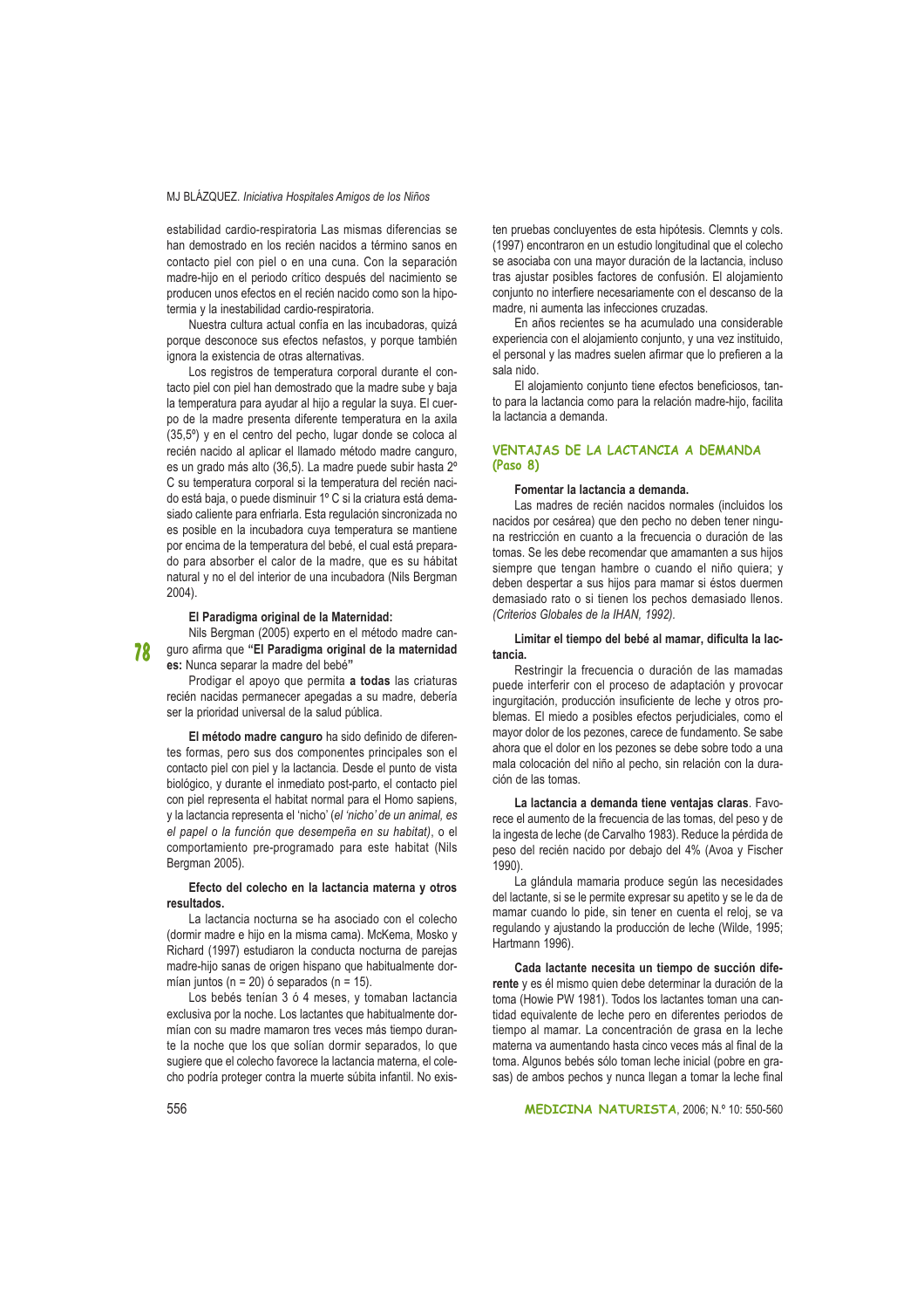estabilidad cardio-respiratoria Las mismas diferencias se han demostrado en los recién nacidos a término sanos en contacto piel con piel o en una cuna. Con la separación madre-hijo en el periodo crítico después del nacimiento se producen unos efectos en el recién nacido como son la hipotermia y la inestabilidad cardio-respiratoria.

Nuestra cultura actual confía en las incubadoras, quizá porque desconoce sus efectos nefastos, y porque también ignora la existencia de otras alternativas.

Los registros de temperatura corporal durante el contacto piel con piel han demostrado que la madre sube y baja la temperatura para ayudar al hijo a regular la suya. El cuerpo de la madre presenta diferente temperatura en la axila (35,5º) y en el centro del pecho, lugar donde se coloca al recién nacido al aplicar el llamado método madre canguro, es un grado más alto (36,5). La madre puede subir hasta 2º C su temperatura corporal si la temperatura del recién nacido está baja, o puede disminuir 1º C si la criatura está demasiado caliente para enfriarla. Esta regulación sincronizada no es posible en la incubadora cuya temperatura se mantiene por encima de la temperatura del bebé, el cual está preparado para absorber el calor de la madre, que es su hábitat natural y no el del interior de una incubadora (Nils Bergman 2004).

**El Paradigma original de la Maternidad:**

Nils Bergman (2005) experto en el método madre canguro afirma que **"El Paradigma original de la maternidad es:** Nunca separar la madre del bebé**"**

Prodigar el apoyo que permita **a todas** las criaturas recién nacidas permanecer apegadas a su madre, debería ser la prioridad universal de la salud pública.

**El método madre canguro** ha sido definido de diferentes formas, pero sus dos componentes principales son el contacto piel con piel y la lactancia. Desde el punto de vista biológico, y durante el inmediato post-parto, el contacto piel con piel representa el habitat normal para el Homo sapiens, y la lactancia representa el 'nicho' (*el 'nicho' de un animal, es el papel o la función que desempeña en su habitat)*, o el comportamiento pre-programado para este habitat (Nils Bergman 2005).

**Efecto del colecho en la lactancia materna y otros resultados.**

La lactancia nocturna se ha asociado con el colecho (dormir madre e hijo en la misma cama). McKema, Mosko y Richard (1997) estudiaron la conducta nocturna de parejas madre-hijo sanas de origen hispano que habitualmente dormían juntos (n = 20) ó separados (n = 15).

Los bebés tenían 3 ó 4 meses, y tomaban lactancia exclusiva por la noche. Los lactantes que habitualmente dormían con su madre mamaron tres veces más tiempo durante la noche que los que solían dormir separados, lo que sugiere que el colecho favorece la lactancia materna, el colecho podría proteger contra la muerte súbita infantil. No existen pruebas concluyentes de esta hipótesis. Clemnts y cols. (1997) encontraron en un estudio longitudinal que el colecho se asociaba con una mayor duración de la lactancia, incluso tras ajustar posibles factores de confusión. El alojamiento conjunto no interfiere necesariamente con el descanso de la madre, ni aumenta las infecciones cruzadas.

En años recientes se ha acumulado una considerable experiencia con el alojamiento conjunto, y una vez instituido, el personal y las madres suelen afirmar que lo prefieren a la sala nido.

El alojamiento conjunto tiene efectos beneficiosos, tanto para la lactancia como para la relación madre-hijo, facilita la lactancia a demanda.

## VENTAJAS DE LA LACTANCIA A DEMANDA (Paso 8)

**Fomentar la lactancia a demanda.**

Las madres de recién nacidos normales (incluidos los nacidos por cesárea) que den pecho no deben tener ninguna restricción en cuanto a la frecuencia o duración de las tomas. Se les debe recomendar que amamanten a sus hijos siempre que tengan hambre o cuando el niño quiera; y deben despertar a sus hijos para mamar si éstos duermen demasiado rato o si tienen los pechos demasiado llenos. *(Criterios Globales de la IHAN, 1992).*

**Limitar el tiempo del bebé al mamar, dificulta la lactancia.**

Restringir la frecuencia o duración de las mamadas puede interferir con el proceso de adaptación y provocar ingurgitación, producción insuficiente de leche y otros problemas. El miedo a posibles efectos perjudiciales, como el mayor dolor de los pezones, carece de fundamento. Se sabe ahora que el dolor en los pezones se debe sobre todo a una mala colocación del niño al pecho, sin relación con la duración de las tomas.

**La lactancia a demanda tiene ventajas claras**. Favorece el aumento de la frecuencia de las tomas, del peso y de la ingesta de leche (de Carvalho 1983). Reduce la pérdida de peso del recién nacido por debajo del 4% (Avoa y Fischer 1990).

La glándula mamaria produce según las necesidades del lactante, si se le permite expresar su apetito y se le da de mamar cuando lo pide, sin tener en cuenta el reloj, se va regulando y ajustando la producción de leche (Wilde, 1995; Hartmann 1996).

**Cada lactante necesita un tiempo de succión diferente** y es él mismo quien debe determinar la duración de la toma (Howie PW 1981). Todos los lactantes toman una cantidad equivalente de leche pero en diferentes periodos de tiempo al mamar. La concentración de grasa en la leche materna va aumentando hasta cinco veces más al final de la toma. Algunos bebés sólo toman leche inicial (pobre en grasas) de ambos pechos y nunca llegan a tomar la leche final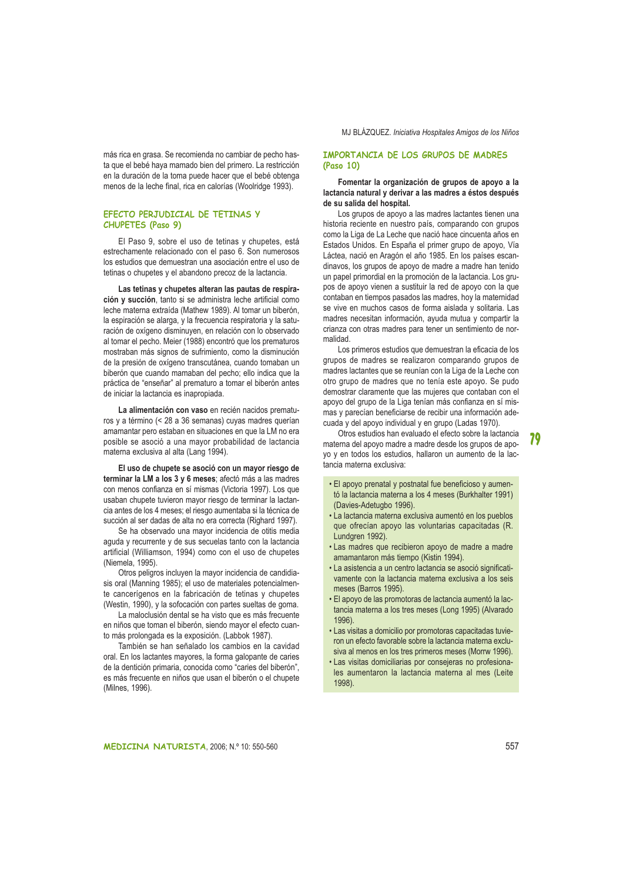más rica en grasa. Se recomienda no cambiar de pecho hasta que el bebé haya mamado bien del primero. La restricción en la duración de la toma puede hacer que el bebé obtenga menos de la leche final, rica en calorías (Woolridge 1993).

## EFECTO PERJUDICIAL DE TETINAS Y CHUPETES (Paso 9)

El Paso 9, sobre el uso de tetinas y chupetes, está estrechamente relacionado con el paso 6. Son numerosos los estudios que demuestran una asociación entre el uso de tetinas o chupetes y el abandono precoz de la lactancia.

**Las tetinas y chupetes alteran las pautas de respiración y succión**, tanto si se administra leche artificial como leche materna extraída (Mathew 1989). Al tomar un biberón, la espiración se alarga, y la frecuencia respiratoria y la saturación de oxígeno disminuyen, en relación con lo observado al tomar el pecho. Meier (1988) encontró que los prematuros mostraban más signos de sufrimiento, como la disminución de la presión de oxígeno transcutánea, cuando tomaban un biberón que cuando mamaban del pecho; ello indica que la práctica de "enseñar" al prematuro a tomar el biberón antes de iniciar la lactancia es inapropiada.

**La alimentación con vaso** en recién nacidos prematuros y a término (< 28 a 36 semanas) cuyas madres querían amamantar pero estaban en situaciones en que la LM no era posible se asoció a una mayor probabilidad de lactancia materna exclusiva al alta (Lang 1994).

**El uso de chupete se asoció con un mayor riesgo de terminar la LM a los 3 y 6 meses**; afectó más a las madres con menos confianza en sí mismas (Victoria 1997). Los que usaban chupete tuvieron mayor riesgo de terminar la lactancia antes de los 4 meses; el riesgo aumentaba si la técnica de succión al ser dadas de alta no era correcta (Righard 1997).

Se ha observado una mayor incidencia de otitis media aguda y recurrente y de sus secuelas tanto con la lactancia artificial (Williamson, 1994) como con el uso de chupetes (Niemela, 1995).

Otros peligros incluyen la mayor incidencia de candidiasis oral (Manning 1985); el uso de materiales potencialmente cancerígenos en la fabricación de tetinas y chupetes (Westin, 1990), y la sofocación con partes sueltas de goma.

La maloclusión dental se ha visto que es más frecuente en niños que toman el biberón, siendo mayor el efecto cuanto más prolongada es la exposición. (Labbok 1987).

También se han señalado los cambios en la cavidad oral. En los lactantes mayores, la forma galopante de caries de la dentición primaria, conocida como "caries del biberón", es más frecuente en niños que usan el biberón o el chupete (Milnes, 1996).

## IMPORTANCIA DE LOS GRUPOS DE MADRES (Paso 10)

**Fomentar la organización de grupos de apoyo a la lactancia natural y derivar a las madres a éstos después de su salida del hospital.**

Los grupos de apoyo a las madres lactantes tienen una historia reciente en nuestro país, comparando con grupos como la Liga de La Leche que nació hace cincuenta años en Estados Unidos. En España el primer grupo de apoyo, Vía Láctea, nació en Aragón el año 1985. En los países escandinavos, los grupos de apoyo de madre a madre han tenido un papel primordial en la promoción de la lactancia. Los grupos de apoyo vienen a sustituir la red de apoyo con la que contaban en tiempos pasados las madres, hoy la maternidad se vive en muchos casos de forma aislada y solitaria. Las madres necesitan información, ayuda mutua y compartir la crianza con otras madres para tener un sentimiento de normalidad.

Los primeros estudios que demuestran la eficacia de los grupos de madres se realizaron comparando grupos de madres lactantes que se reunían con la Liga de la Leche con otro grupo de madres que no tenía este apoyo. Se pudo demostrar claramente que las mujeres que contaban con el apoyo del grupo de la Liga tenían más confianza en sí mismas y parecían beneficiarse de recibir una información adecuada y del apoyo individual y en grupo (Ladas 1970).

Otros estudios han evaluado el efecto sobre la lactancia materna del apoyo madre a madre desde los grupos de apoyo y en todos los estudios, hallaron un aumento de la lactancia materna exclusiva:

- El apoyo prenatal y postnatal fue beneficioso y aumentó la lactancia materna a los 4 meses (Burkhalter 1991) (Davies-Adetugbo 1996).
- La lactancia materna exclusiva aumentó en los pueblos que ofrecían apoyo las voluntarias capacitadas (R. Lundgren 1992).
- Las madres que recibieron apoyo de madre a madre amamantaron más tiempo (Kistin 1994).
- La asistencia a un centro lactancia se asoció significativamente con la lactancia materna exclusiva a los seis meses (Barros 1995).
- El apoyo de las promotoras de lactancia aumentó la lactancia materna a los tres meses (Long 1995) (Alvarado 1996).
- Las visitas a domicilio por promotoras capacitadas tuvieron un efecto favorable sobre la lactancia materna exclusiva al menos en los tres primeros meses (Morrw 1996).
- Las visitas domiciliarias por consejeras no profesionales aumentaron la lactancia materna al mes (Leite 1998).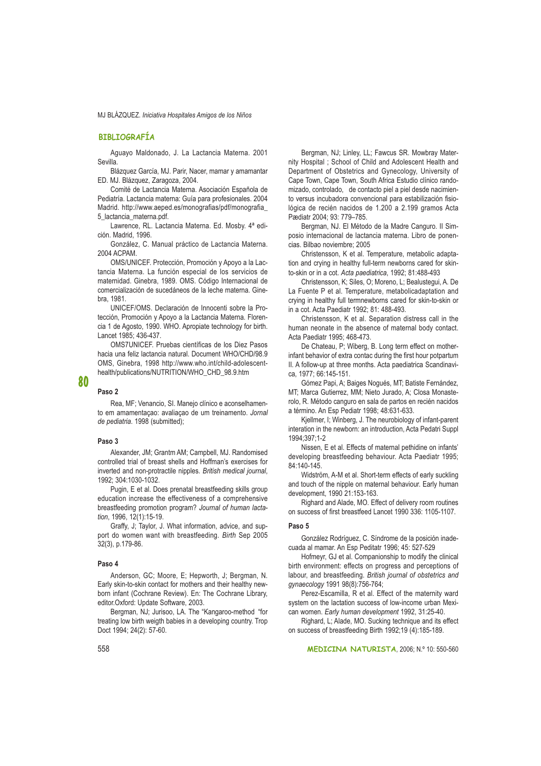## BIBLIOGRAFÍA

Aguayo Maldonado, J. La Lactancia Materna. 2001 Sevilla.

Blázquez García, MJ. Parir, Nacer, mamar y amamantar ED. MJ. Blázquez, Zaragoza, 2004.

Comité de Lactancia Materna. Asociación Española de Pediatría. Lactancia materna: Guía para profesionales. 2004 Madrid. http://www.aeped.es/monografias/pdf/monografia_5_lactancia_materna.pdf.

Lawrence, RL. Lactancia Materna. Ed. Mosby. 4ª edición. Madrid, 1996.

González, C. Manual práctico de Lactancia Materna. 2004 ACPAM.

OMS/UNICEF. Protección, Promoción y Apoyo a la Lactancia Materna. La función especial de los servicios de maternidad. Ginebra, 1989. OMS. Código Internacional de comercialización de sucedáneos de la leche materna. Ginebra, 1981.

UNICEF/OMS. Declaración de Innocenti sobre la Protección, Promoción y Apoyo a la Lactancia Materna. Florencia 1 de Agosto, 1990. WHO. Apropiate technology for birth. Lancet 1985; 436-437.

OMS7UNICEF. Pruebas científicas de los Diez Pasos hacia una feliz lactancia natural. Document WHO/CHD/98.9 OMS, Ginebra, 1998 http://www.who.int/child-adolescent-health/publications/NUTRITION/WHO_CHD_98.9.htm

### Paso 2

Rea, MF; Venancio, SI. Manejo clínico e aconselhamento em amamentaçao: avaliaçao de um treinamento. *Jornal de pediatria*. 1998 (submitted);

### Paso 3

Alexander, JM; Grantm AM; Campbell, MJ. Randomised controlled trial of breast shells and Hoffman's exercises for inverted and non-protractile nipples. *British medical journal*, 1992; 304:1030-1032.

Pugin, E et al. Does prenatal breastfeeding skills group education increase the effectiveness of a comprehensive breastfeeding promotion program? *Journal of human lactation*, 1996, 12(1):15-19.

Graffy, J; Taylor, J. What information, advice, and support do women want with breastfeeding. *Birth* Sep 2005 32(3), p.179-86.

### Paso 4

Anderson, GC; Moore, E; Hepworth, J; Bergman, N. Early skin-to-skin contact for mothers and their healthy newborn infant (Cochrane Review). En: The Cochrane Library, editor.Oxford: Update Software, 2003.

Bergman, NJ; Jurisoo, LA. The "Kangaroo-method "for treating low birth weigth babies in a developing country. Trop Doct 1994; 24(2): 57-60.

Bergman, NJ; Linley, LL; Fawcus SR. Mowbray Maternity Hospital ; School of Child and Adolescent Health and Department of Obstetrics and Gynecology, University of Cape Town, Cape Town, South Africa Estudio clínico randomizado, controlado, de contacto piel a piel desde nacimiento versus incubadora convencional para estabilización fisiológica de recién nacidos de 1.200 a 2.199 gramos Acta Pædiatr 2004; 93: 779–785.

Bergman, NJ. El Método de la Madre Canguro. II Simposio internacional de lactancia materna. Libro de ponencias. Bilbao noviembre; 2005

Christensson, K et al. Temperature, metabolic adaptation and crying in healthy full-term newborns cared for skin-to-skin or in a cot. *Acta paediatrica*, 1992; 81:488-493

Christensson, K; Siles, O; Moreno, L; Bealustegui, A. De La Fuente P et al. Temperature, metabolicadaptation and crying in healthy full termnewborns cared for skin-to-skin or in a cot. Acta Paediatr 1992; 81: 488-493.

Christensson, K et al. Separation distress call in the human neonate in the absence of maternal body contact. Acta Paediatr 1995; 468-473.

De Chateau, P; Wiberg, B. Long term effect on mother-infant behavior of extra contac during the first hour potpartum II. A follow-up at three months. Acta paediatrica Scandinavica, 1977; 66:145-151.

Gómez Papi, A; Baiges Nogués, MT; Batiste Fernández, MT; Marca Gutierrez, MM; Nieto Jurado, A; Closa Monasterolo, R. Método canguro en sala de partos en recién nacidos a término. An Esp Pediatr 1998; 48:631-633.

Kjellmer, I; Winberg, J. The neurobiology of infant-parent interaction in the newborn: an introduction, Acta Pedatri Suppl 1994;397;1-2

Nissen, E et al. Effects of maternal pethidine on infants' developing breastfeeding behaviour. Acta Paediatr 1995; 84:140-145.

Widström, A-M et al. Short-term effects of early suckling and touch of the nipple on maternal behaviour. Early human development, 1990 21:153-163.

Righard and Alade, MO. Effect of delivery room routines on success of first breastfeed Lancet 1990 336: 1105-1107.

### Paso 5

González Rodríguez, C. Síndrome de la posición inadecuada al mamar. An Esp Peditatr 1996; 45: 527-529

Hofmeyr, GJ et al. Companionship to modify the clinical birth environment: effects on progress and perceptions of labour, and breastfeeding. *British journal of obstetrics and gynaecology* 1991 98(8):756-764;

Perez-Escamilla, R et al. Effect of the maternity ward system on the lactation success of low-income urban Mexican women. *Early human development* 1992, 31:25-40.

Righard, L; Alade, MO. Sucking technique and its effect on success of breastfeeding Birth 1992;19 (4):185-189.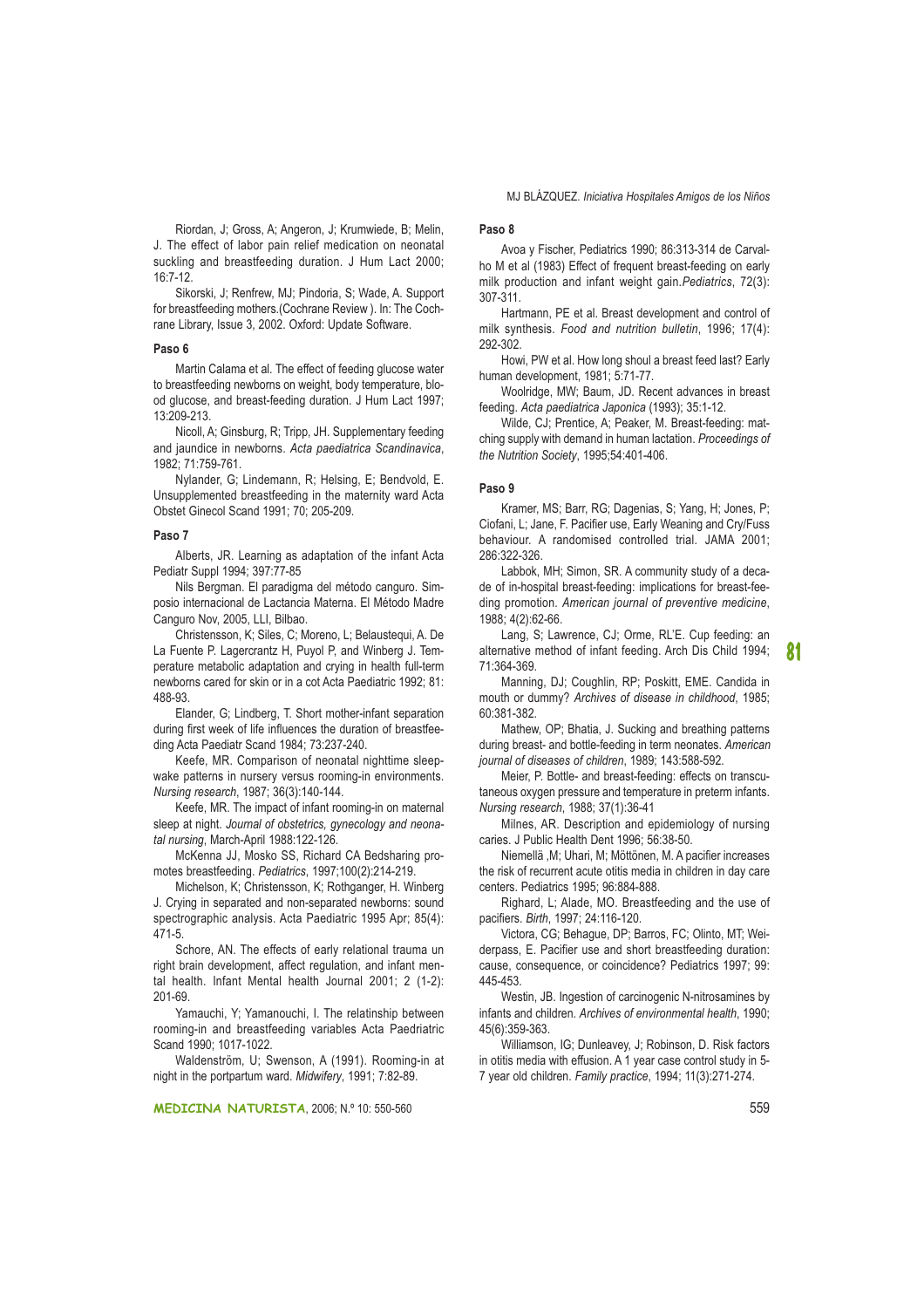Riordan, J; Gross, A; Angeron, J; Krumwiede, B; Melin, J. The effect of labor pain relief medication on neonatal suckling and breastfeeding duration. J Hum Lact 2000; 16:7-12.

Sikorski, J; Renfrew, MJ; Pindoria, S; Wade, A. Support for breastfeeding mothers.(Cochrane Review ). In: The Cochrane Library, Issue 3, 2002. Oxford: Update Software.

#### Paso 6

Martin Calama et al. The effect of feeding glucose water to breastfeeding newborns on weight, body temperature, blood glucose, and breast-feeding duration. J Hum Lact 1997; 13:209-213.

Nicoll, A; Ginsburg, R; Tripp, JH. Supplementary feeding and jaundice in newborns. *Acta paediatrica Scandinavica*, 1982; 71:759-761.

Nylander, G; Lindemann, R; Helsing, E; Bendvold, E. Unsupplemented breastfeeding in the maternity ward Acta Obstet Ginecol Scand 1991; 70; 205-209.

#### Paso 7

Alberts, JR. Learning as adaptation of the infant Acta Pediatr Suppl 1994; 397:77-85

Nils Bergman. El paradigma del método canguro. Simposio internacional de Lactancia Materna. El Método Madre Canguro Nov, 2005, LLI, Bilbao.

Christensson, K; Siles, C; Moreno, L; Belaustequi, A. De La Fuente P. Lagercrantz H, Puyol P, and Winberg J. Temperature metabolic adaptation and crying in health full-term newborns cared for skin or in a cot Acta Paediatric 1992; 81: 488-93.

Elander, G; Lindberg, T. Short mother-infant separation during first week of life influences the duration of breastfeeding Acta Paediatr Scand 1984; 73:237-240.

Keefe, MR. Comparison of neonatal nighttime sleep-wake patterns in nursery versus rooming-in environments. *Nursing research*, 1987; 36(3):140-144.

Keefe, MR. The impact of infant rooming-in on maternal sleep at night. *Journal of obstetrics, gynecology and neonatal nursing*, March-April 1988:122-126.

McKenna JJ, Mosko SS, Richard CA Bedsharing promotes breastfeeding. *Pediatrics*, 1997;100(2):214-219.

Michelson, K; Christensson, K; Rothganger, H. Winberg J. Crying in separated and non-separated newborns: sound spectrographic analysis. Acta Paediatric 1995 Apr; 85(4): 471-5.

Schore, AN. The effects of early relational trauma un right brain development, affect regulation, and infant mental health. Infant Mental health Journal 2001; 2 (1-2): 201-69.

Yamauchi, Y; Yamanouchi, I. The relatinship between rooming-in and breastfeeding variables Acta Paedriatric Scand 1990; 1017-1022.

Waldenström, U; Swenson, A (1991). Rooming-in at night in the portpartum ward. *Midwifery*, 1991; 7:82-89.

#### Paso 8

Avoa y Fischer, Pediatrics 1990; 86:313-314 de Carvalho M et al (1983) Effect of frequent breast-feeding on early milk production and infant weight gain.*Pediatrics*, 72(3): 307-311.

Hartmann, PE et al. Breast development and control of milk synthesis. *Food and nutrition bulletin*, 1996; 17(4): 292-302.

Howi, PW et al. How long shoul a breast feed last? Early human development, 1981; 5:71-77.

Woolridge, MW; Baum, JD. Recent advances in breast feeding. *Acta paediatrica Japonica* (1993); 35:1-12.

Wilde, CJ; Prentice, A; Peaker, M. Breast-feeding: matching supply with demand in human lactation. *Proceedings of the Nutrition Society*, 1995;54:401-406.

#### Paso 9

Kramer, MS; Barr, RG; Dagenias, S; Yang, H; Jones, P; Ciofani, L; Jane, F. Pacifier use, Early Weaning and Cry/Fuss behaviour. A randomised controlled trial. JAMA 2001; 286:322-326.

Labbok, MH; Simon, SR. A community study of a decade of in-hospital breast-feeding: implications for breast-feeding promotion. *American journal of preventive medicine*, 1988; 4(2):62-66.

Lang, S; Lawrence, CJ; Orme, RL'E. Cup feeding: an alternative method of infant feeding. Arch Dis Child 1994; 71:364-369.

Manning, DJ; Coughlin, RP; Poskitt, EME. Candida in mouth or dummy? *Archives of disease in childhood*, 1985; 60:381-382.

Mathew, OP; Bhatia, J. Sucking and breathing patterns during breast- and bottle-feeding in term neonates. *American journal of diseases of children*, 1989; 143:588-592.

Meier, P. Bottle- and breast-feeding: effects on transcutaneous oxygen pressure and temperature in preterm infants. *Nursing research*, 1988; 37(1):36-41

Milnes, AR. Description and epidemiology of nursing caries. J Public Health Dent 1996; 56:38-50.

Niemellä ,M; Uhari, M; Möttönen, M. A pacifier increases the risk of recurrent acute otitis media in children in day care centers. Pediatrics 1995; 96:884-888.

Righard, L; Alade, MO. Breastfeeding and the use of pacifiers. *Birth*, 1997; 24:116-120.

Victora, CG; Behague, DP; Barros, FC; Olinto, MT; Weiderpass, E. Pacifier use and short breastfeeding duration: cause, consequence, or coincidence? Pediatrics 1997; 99: 445-453.

Westin, JB. Ingestion of carcinogenic N-nitrosamines by infants and children. *Archives of environmental health*, 1990; 45(6):359-363.

Williamson, IG; Dunleavey, J; Robinson, D. Risk factors in otitis media with effusion. A 1 year case control study in 5-7 year old children. *Family practice*, 1994; 11(3):271-274.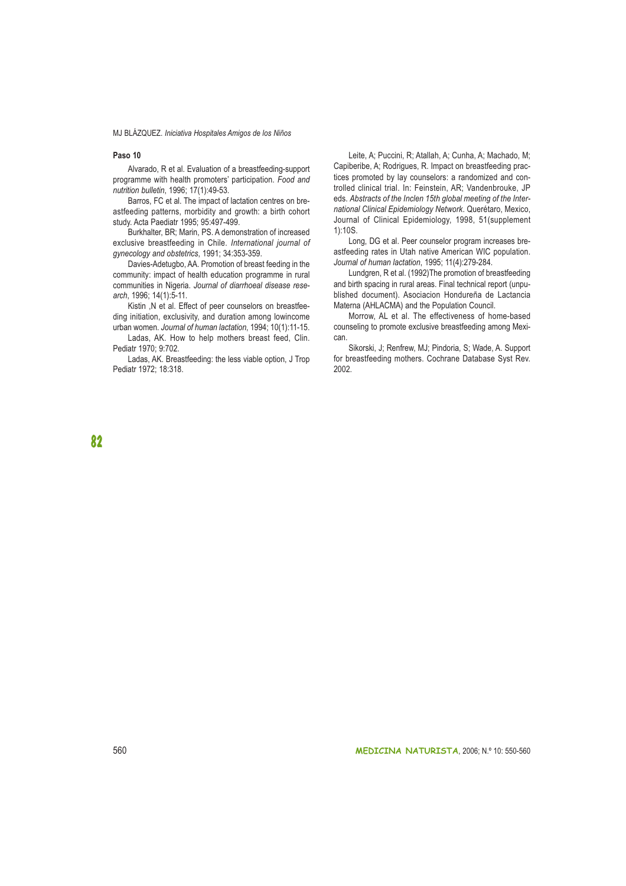**Paso 10**

Alvarado, R et al. Evaluation of a breastfeeding-support programme with health promoters' participation. *Food and nutrition bulletin*, 1996; 17(1):49-53.

Barros, FC et al. The impact of lactation centres on breastfeeding patterns, morbidity and growth: a birth cohort study. Acta Paediatr 1995; 95:497-499.

Burkhalter, BR; Marin, PS. A demonstration of increased exclusive breastfeeding in Chile. *International journal of gynecology and obstetrics*, 1991; 34:353-359.

Davies-Adetugbo, AA. Promotion of breast feeding in the community: impact of health education programme in rural communities in Nigeria. *Journal of diarrhoeal disease research*, 1996; 14(1):5-11.

Kistin ,N et al. Effect of peer counselors on breastfeeding initiation, exclusivity, and duration among lowincome urban women. *Journal of human lactation*, 1994; 10(1):11-15.

Ladas, AK. How to help mothers breast feed, Clin. Pediatr 1970; 9:702.

Ladas, AK. Breastfeeding: the less viable option, J Trop Pediatr 1972; 18:318.

Leite, A; Puccini, R; Atallah, A; Cunha, A; Machado, M; Capiberibe, A; Rodrigues, R. Impact on breastfeeding practices promoted by lay counselors: a randomized and controlled clinical trial. In: Feinstein, AR; Vandenbrouke, JP eds. *Abstracts of the Inclen 15th global meeting of the International Clinical Epidemiology Network*. Querétaro, Mexico, Journal of Clinical Epidemiology, 1998, 51(supplement 1):10S.

Long, DG et al. Peer counselor program increases breastfeeding rates in Utah native American WIC population. *Journal of human lactation*, 1995; 11(4):279-284.

Lundgren, R et al. (1992)The promotion of breastfeeding and birth spacing in rural areas. Final technical report (unpublished document). Asociacion Hondureña de Lactancia Materna (AHLACMA) and the Population Council.

Morrow, AL et al. The effectiveness of home-based counseling to promote exclusive breastfeeding among Mexican.

Sikorski, J; Renfrew, MJ; Pindoria, S; Wade, A. Support for breastfeeding mothers. Cochrane Database Syst Rev. 2002.